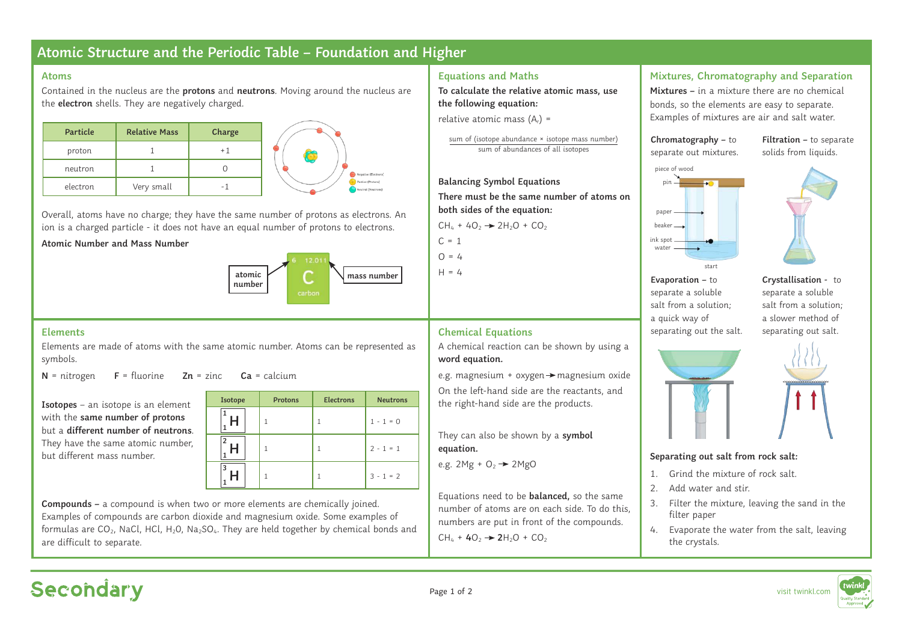# Atomic Structure and the Periodic Table – Foundation and Higher

## Atoms

Contained in the nucleus are the **protons** and **neutrons**. Moving around the nucleus are the **electron** shells. They are negatively charged.

| Particle | Relative Mass | Charge |
|---|---|---|
| proton | 1 | +1 |
| neutron | 1 | 0 |
| electron | Very small | -1 |

Negative (Electrons)
Positive (Protons)
Neutral (Neutrons)

Overall, atoms have no charge; they have the same number of protons as electrons. An ion is a charged particle - it does not have an equal number of protons to electrons.

**Atomic Number and Mass Number**

atomic number — 6 — C — carbon — 12.011 — mass number

## Elements

Elements are made of atoms with the same atomic number. Atoms can be represented as symbols.

**N** = nitrogen **F** = fluorine **Zn** = zinc **Ca** = calcium

**Isotopes** – an isotope is an element with the **same number of protons** but a **different number of neutrons**. They have the same atomic number, but different mass number.

| Isotope | Protons | Electrons | Neutrons |
|---|---|---|---|
| $^{1}_{1}H$ | 1 | 1 | 1 - 1 = 0 |
| $^{2}_{1}H$ | 1 | 1 | 2 - 1 = 1 |
| $^{3}_{1}H$ | 1 | 1 | 3 - 1 = 2 |

**Compounds –** a compound is when two or more elements are chemically joined. Examples of compounds are carbon dioxide and magnesium oxide. Some examples of formulas are $CO_2$, NaCl, HCl, $H_2O$, $Na_2SO_4$. They are held together by chemical bonds and are difficult to separate.

## Equations and Maths

**To calculate the relative atomic mass, use the following equation:**

relative atomic mass ($A_r$) =

$$\frac{\text{sum of (isotope abundance} \times \text{isotope mass number)}}{\text{sum of abundances of all isotopes}}$$

**Balancing Symbol Equations**

**There must be the same number of atoms on both sides of the equation:**

$CH_4 + 4O_2 \rightarrow 2H_2O + CO_2$

C = 1

O = 4

H = 4

## Chemical Equations

A chemical reaction can be shown by using a **word equation.**

e.g. magnesium + oxygen → magnesium oxide

On the left-hand side are the reactants, and the right-hand side are the products.

They can also be shown by a **symbol equation.**

e.g. $2Mg + O_2 \rightarrow 2MgO$

Equations need to be **balanced,** so the same number of atoms are on each side. To do this, numbers are put in front of the compounds.

$CH_4 + \mathbf{4}O_2 \rightarrow \mathbf{2}H_2O + CO_2$

## Mixtures, Chromatography and Separation

**Mixtures –** in a mixture there are no chemical bonds, so the elements are easy to separate. Examples of mixtures are air and salt water.

**Chromatography –** to separate out mixtures.

piece of wood, pin, paper, beaker, ink spot, water, start

**Filtration –** to separate solids from liquids.

**Evaporation –** to separate a soluble salt from a solution; a quick way of separating out the salt.

**Crystallisation -** to separate a soluble salt from a solution; a slower method of separating out salt.

**Separating out salt from rock salt:**

1. Grind the mixture of rock salt.
2. Add water and stir.
3. Filter the mixture, leaving the sand in the filter paper
4. Evaporate the water from the salt, leaving the crystals.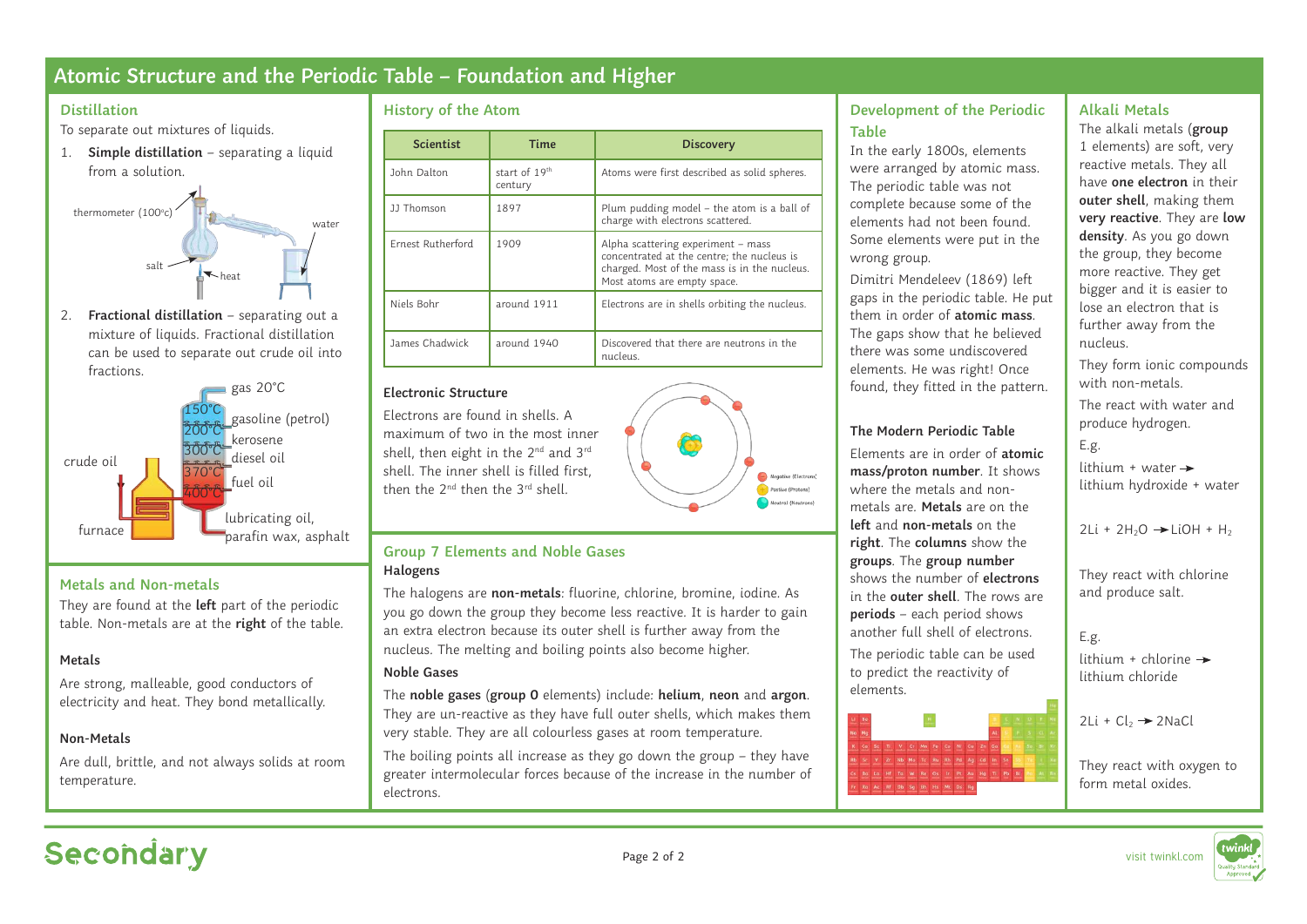# Atomic Structure and the Periodic Table – Foundation and Higher

## Distillation

To separate out mixtures of liquids.

1. **Simple distillation** – separating a liquid from a solution.

thermometer (100°c)
water
salt
heat

2. **Fractional distillation** – separating out a mixture of liquids. Fractional distillation can be used to separate out crude oil into fractions.

gas 20°C
150°C
gasoline (petrol)
200°C
kerosene
300°C
diesel oil
370°C
fuel oil
400°C
crude oil
furnace
lubricating oil, parafin wax, asphalt

## Metals and Non-metals

They are found at the **left** part of the periodic table. Non-metals are at the **right** of the table.

### Metals

Are strong, malleable, good conductors of electricity and heat. They bond metallically.

### Non-Metals

Are dull, brittle, and not always solids at room temperature.

## History of the Atom

| Scientist | Time | Discovery |
|---|---|---|
| John Dalton | start of 19th century | Atoms were first described as solid spheres. |
| JJ Thomson | 1897 | Plum pudding model – the atom is a ball of charge with electrons scattered. |
| Ernest Rutherford | 1909 | Alpha scattering experiment – mass concentrated at the centre; the nucleus is charged. Most of the mass is in the nucleus. Most atoms are empty space. |
| Niels Bohr | around 1911 | Electrons are in shells orbiting the nucleus. |
| James Chadwick | around 1940 | Discovered that there are neutrons in the nucleus. |

### Electronic Structure

Electrons are found in shells. A maximum of two in the most inner shell, then eight in the 2nd and 3rd shell. The inner shell is filled first, then the 2nd then the 3rd shell.

Negative (Electrons)
Positive (Protons)
Neutral (Neutrons)

## Group 7 Elements and Noble Gases

### Halogens

The halogens are **non-metals**: fluorine, chlorine, bromine, iodine. As you go down the group they become less reactive. It is harder to gain an extra electron because its outer shell is further away from the nucleus. The melting and boiling points also become higher.

### Noble Gases

The **noble gases** (**group 0** elements) include: **helium**, **neon** and **argon**. They are un-reactive as they have full outer shells, which makes them very stable. They are all colourless gases at room temperature.

The boiling points all increase as they go down the group – they have greater intermolecular forces because of the increase in the number of electrons.

## Development of the Periodic Table

In the early 1800s, elements were arranged by atomic mass. The periodic table was not complete because some of the elements had not been found. Some elements were put in the wrong group.

Dimitri Mendeleev (1869) left gaps in the periodic table. He put them in order of **atomic mass**. The gaps show that he believed there was some undiscovered elements. He was right! Once found, they fitted in the pattern.

### The Modern Periodic Table

Elements are in order of **atomic mass/proton number**. It shows where the metals and non-metals are. **Metals** are on the **left** and **non-metals** on the **right**. The **columns** show the **groups**. The **group number** shows the number of **electrons** in the **outer shell**. The rows are **periods** – each period shows another full shell of electrons.

The periodic table can be used to predict the reactivity of elements.

## Alkali Metals

The alkali metals (**group** 1 elements) are soft, very reactive metals. They all have **one electron** in their **outer shell**, making them **very reactive**. They are **low density**. As you go down the group, they become more reactive. They get bigger and it is easier to lose an electron that is further away from the nucleus.

They form ionic compounds with non-metals.

The react with water and produce hydrogen.

E.g.

lithium + water → lithium hydroxide + water

$2Li + 2H_2O \rightarrow LiOH + H_2$

They react with chlorine and produce salt.

E.g.

lithium + chlorine → lithium chloride

$2Li + Cl_2 \rightarrow 2NaCl$

They react with oxygen to form metal oxides.